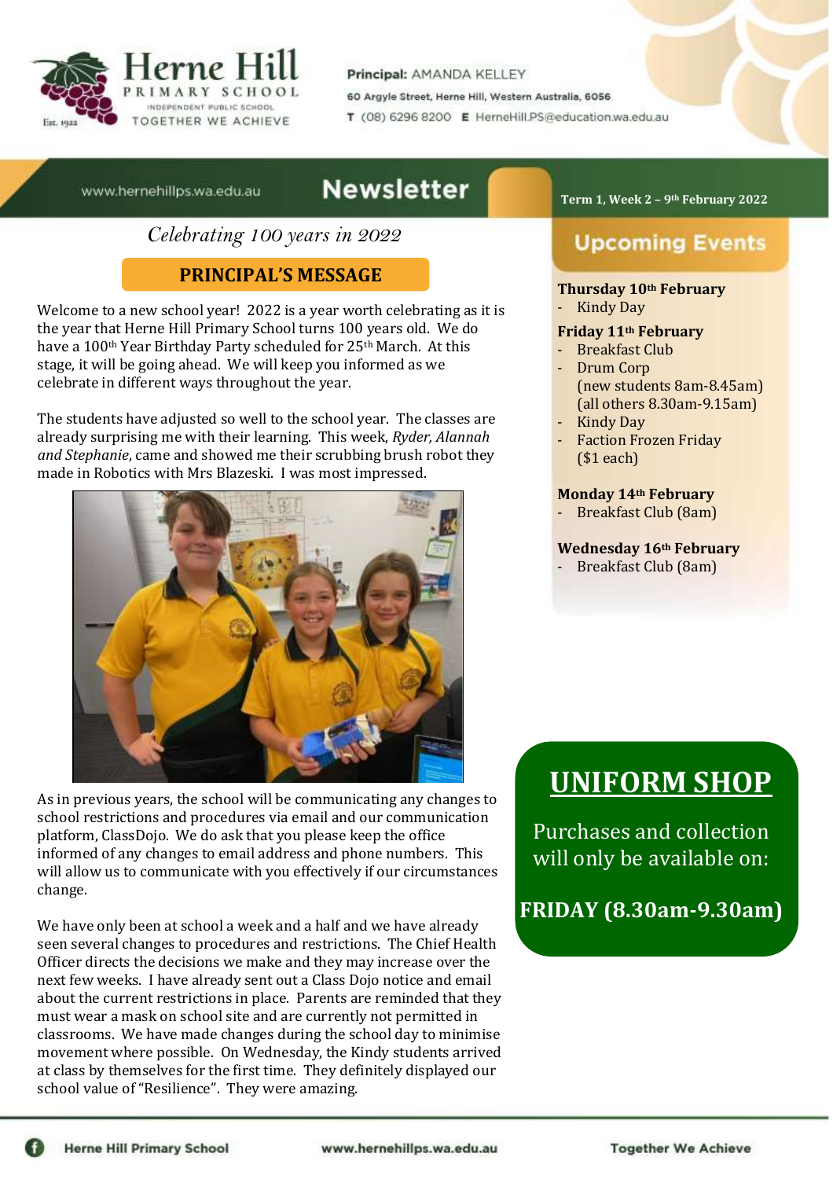# Herne Hill Primary School

INDEPENDENT PUBLIC SCHOOL

TOGETHER WE ACHIEVE

Est. 1922

**Principal:** AMANDA KELLEY

60 Argyle Street, Herne Hill, Western Australia, 6056

**T** (08) 6296 8200 **E** HerneHill.PS@education.wa.edu.au

www.hernehillps.wa.edu.au

# Newsletter

**Term 1, Week 2 – 9th February 2022**

*Celebrating 100 years in 2022*

## PRINCIPAL'S MESSAGE

Welcome to a new school year! 2022 is a year worth celebrating as it is the year that Herne Hill Primary School turns 100 years old. We do have a 100th Year Birthday Party scheduled for 25th March. At this stage, it will be going ahead. We will keep you informed as we celebrate in different ways throughout the year.

The students have adjusted so well to the school year. The classes are already surprising me with their learning. This week, *Ryder, Alannah and Stephanie*, came and showed me their scrubbing brush robot they made in Robotics with Mrs Blazeski. I was most impressed.

As in previous years, the school will be communicating any changes to school restrictions and procedures via email and our communication platform, ClassDojo. We do ask that you please keep the office informed of any changes to email address and phone numbers. This will allow us to communicate with you effectively if our circumstances change.

We have only been at school a week and a half and we have already seen several changes to procedures and restrictions. The Chief Health Officer directs the decisions we make and they may increase over the next few weeks. I have already sent out a Class Dojo notice and email about the current restrictions in place. Parents are reminded that they must wear a mask on school site and are currently not permitted in classrooms. We have made changes during the school day to minimise movement where possible. On Wednesday, the Kindy students arrived at class by themselves for the first time. They definitely displayed our school value of "Resilience". They were amazing.

## Upcoming Events

**Thursday 10th February**
- Kindy Day

**Friday 11th February**
- Breakfast Club
- Drum Corp (new students 8am-8.45am) (all others 8.30am-9.15am)
- Kindy Day
- Faction Frozen Friday ($1 each)

**Monday 14th February**
- Breakfast Club (8am)

**Wednesday 16th February**
- Breakfast Club (8am)

## UNIFORM SHOP

Purchases and collection will only be available on:

**FRIDAY (8.30am-9.30am)**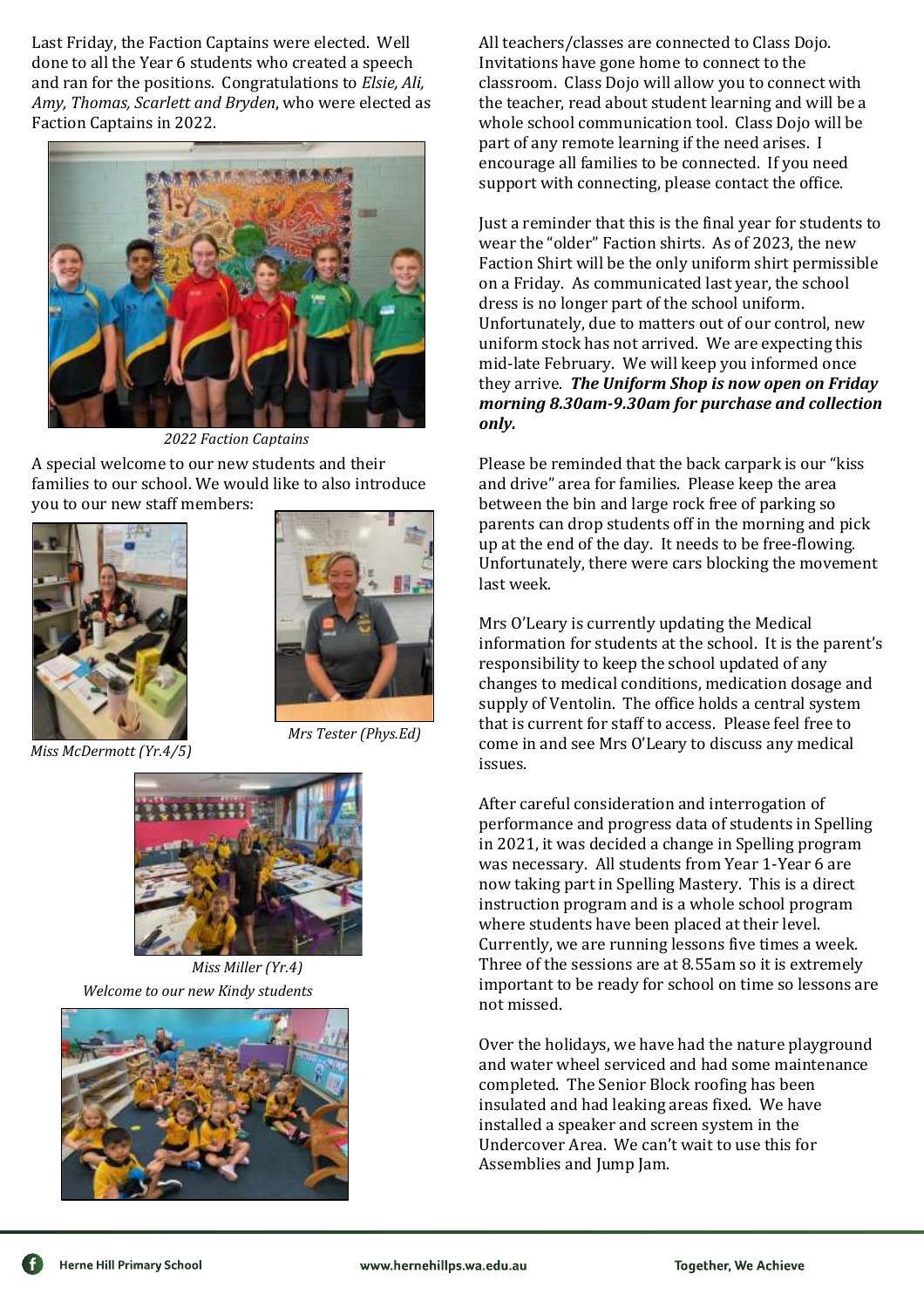Last Friday, the Faction Captains were elected. Well done to all the Year 6 students who created a speech and ran for the positions. Congratulations to *Elsie, Ali, Amy, Thomas, Scarlett and Bryden*, who were elected as Faction Captains in 2022.

*2022 Faction Captains*

A special welcome to our new students and their families to our school. We would like to also introduce you to our new staff members:

*Miss McDermott (Yr.4/5)*

*Mrs Tester (Phys.Ed)*

*Miss Miller (Yr.4)*

*Welcome to our new Kindy students*

All teachers/classes are connected to Class Dojo. Invitations have gone home to connect to the classroom. Class Dojo will allow you to connect with the teacher, read about student learning and will be a whole school communication tool. Class Dojo will be part of any remote learning if the need arises. I encourage all families to be connected. If you need support with connecting, please contact the office.

Just a reminder that this is the final year for students to wear the "older" Faction shirts. As of 2023, the new Faction Shirt will be the only uniform shirt permissible on a Friday. As communicated last year, the school dress is no longer part of the school uniform. Unfortunately, due to matters out of our control, new uniform stock has not arrived. We are expecting this mid-late February. We will keep you informed once they arrive. ***The Uniform Shop is now open on Friday morning 8.30am-9.30am for purchase and collection only.***

Please be reminded that the back carpark is our "kiss and drive" area for families. Please keep the area between the bin and large rock free of parking so parents can drop students off in the morning and pick up at the end of the day. It needs to be free-flowing. Unfortunately, there were cars blocking the movement last week.

Mrs O'Leary is currently updating the Medical information for students at the school. It is the parent's responsibility to keep the school updated of any changes to medical conditions, medication dosage and supply of Ventolin. The office holds a central system that is current for staff to access. Please feel free to come in and see Mrs O'Leary to discuss any medical issues.

After careful consideration and interrogation of performance and progress data of students in Spelling in 2021, it was decided a change in Spelling program was necessary. All students from Year 1-Year 6 are now taking part in Spelling Mastery. This is a direct instruction program and is a whole school program where students have been placed at their level. Currently, we are running lessons five times a week. Three of the sessions are at 8.55am so it is extremely important to be ready for school on time so lessons are not missed.

Over the holidays, we have had the nature playground and water wheel serviced and had some maintenance completed. The Senior Block roofing has been insulated and had leaking areas fixed. We have installed a speaker and screen system in the Undercover Area. We can't wait to use this for Assemblies and Jump Jam.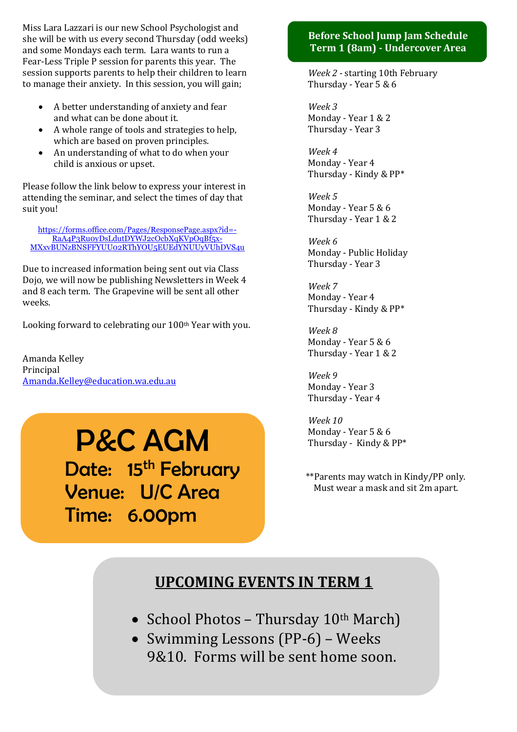Miss Lara Lazzari is our new School Psychologist and she will be with us every second Thursday (odd weeks) and some Mondays each term. Lara wants to run a Fear-Less Triple P session for parents this year. The session supports parents to help their children to learn to manage their anxiety. In this session, you will gain;

- A better understanding of anxiety and fear and what can be done about it.
- A whole range of tools and strategies to help, which are based on proven principles.
- An understanding of what to do when your child is anxious or upset.

Please follow the link below to express your interest in attending the seminar, and select the times of day that suit you!

https://forms.office.com/Pages/ResponsePage.aspx?id=-RaA4P3Ru0yDsLdutDYWJ2cOcbXqKVpOqBf5x-MXxvBUNzBNSFFYUU02RThYOU5EUEdYNUUyVUhDVS4u

Due to increased information being sent out via Class Dojo, we will now be publishing Newsletters in Week 4 and 8 each term. The Grapevine will be sent all other weeks.

Looking forward to celebrating our 100th Year with you.

Amanda Kelley
Principal
Amanda.Kelley@education.wa.edu.au

## P&C AGM

**Date:** 15th February
**Venue:** U/C Area
**Time:** 6.00pm

## Before School Jump Jam Schedule Term 1 (8am) - Undercover Area

*Week 2* - starting 10th February
Thursday - Year 5 & 6

*Week 3*
Monday - Year 1 & 2
Thursday - Year 3

*Week 4*
Monday - Year 4
Thursday - Kindy & PP*

*Week 5*
Monday - Year 5 & 6
Thursday - Year 1 & 2

*Week 6*
Monday - Public Holiday
Thursday - Year 3

*Week 7*
Monday - Year 4
Thursday - Kindy & PP*

*Week 8*
Monday - Year 5 & 6
Thursday - Year 1 & 2

*Week 9*
Monday - Year 3
Thursday - Year 4

*Week 10*
Monday - Year 5 & 6
Thursday - Kindy & PP*

**Parents may watch in Kindy/PP only. Must wear a mask and sit 2m apart.

## UPCOMING EVENTS IN TERM 1

- School Photos – Thursday 10th March)
- Swimming Lessons (PP-6) – Weeks 9&10. Forms will be sent home soon.